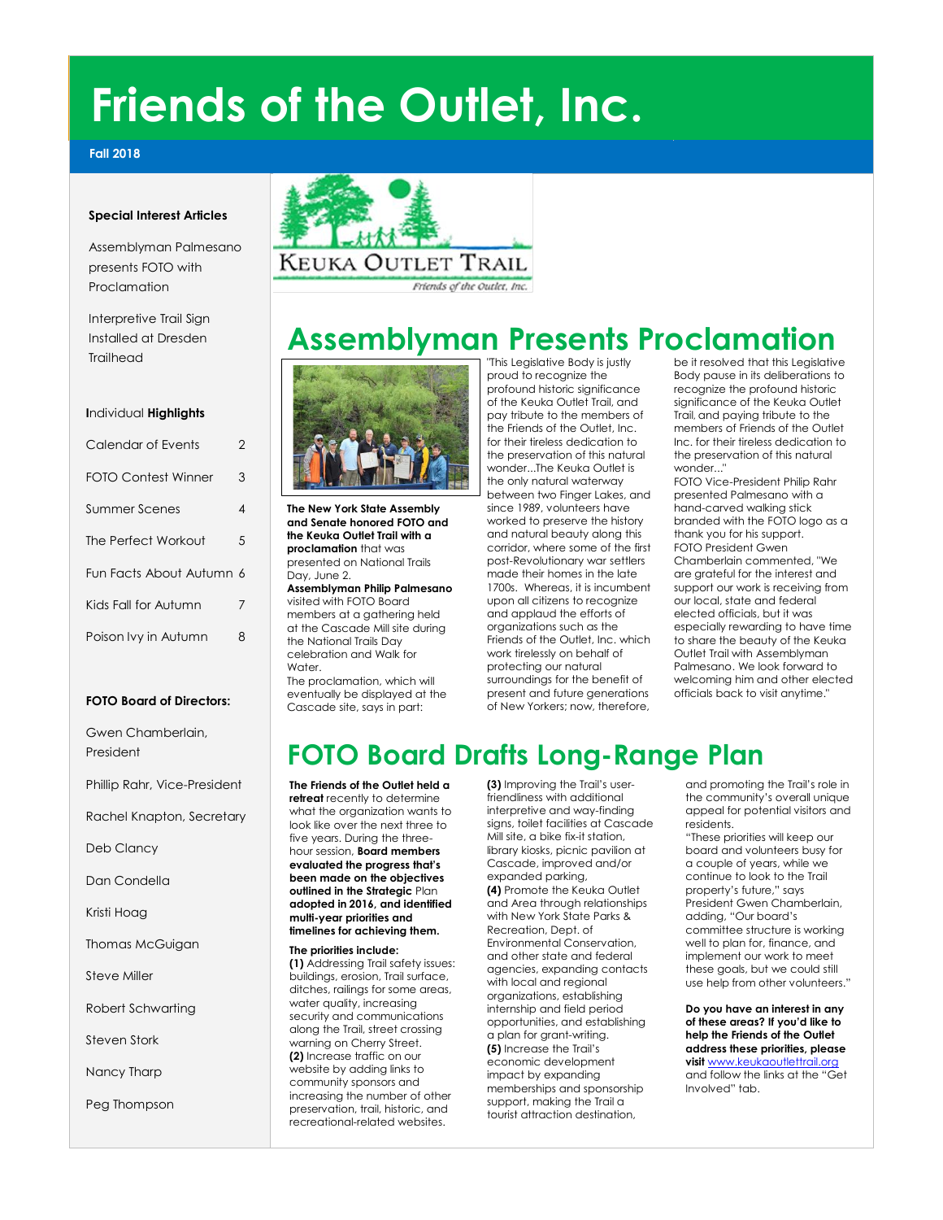# Friends of the Outlet, Inc.

**Fall 2018**

**Special Interest Articles**

Assemblyman Palmesano presents FOTO with Proclamation

Interpretive Trail Sign Installed at Dresden Trailhead

**Individual Highlights**

| | |
|---|---|
| Calendar of Events | 2 |
| FOTO Contest Winner | 3 |
| Summer Scenes | 4 |
| The Perfect Workout | 5 |
| Fun Facts About Autumn | 6 |
| Kids Fall for Autumn | 7 |
| Poison Ivy in Autumn | 8 |

**FOTO Board of Directors:**

Gwen Chamberlain, President

Phillip Rahr, Vice-President

Rachel Knapton, Secretary

Deb Clancy

Dan Condella

Kristi Hoag

Thomas McGuigan

Steve Miller

Robert Schwarting

Steven Stork

Nancy Tharp

Peg Thompson

KEUKA OUTLET TRAIL

*Friends of the Outlet, Inc.*

## Assemblyman Presents Proclamation

**The New York State Assembly and Senate honored FOTO and the Keuka Outlet Trail with a proclamation** that was presented on National Trails Day, June 2.

**Assemblyman Philip Palmesano** visited with FOTO Board members at a gathering held at the Cascade Mill site during the National Trails Day celebration and Walk for Water.

The proclamation, which will eventually be displayed at the Cascade site, says in part:

"This Legislative Body is justly proud to recognize the profound historic significance of the Keuka Outlet Trail, and pay tribute to the members of the Friends of the Outlet, Inc. for their tireless dedication to the preservation of this natural wonder...The Keuka Outlet is the only natural waterway between two Finger Lakes, and since 1989, volunteers have worked to preserve the history and natural beauty along this corridor, where some of the first post-Revolutionary war settlers made their homes in the late 1700s. Whereas, it is incumbent upon all citizens to recognize and applaud the efforts of organizations such as the Friends of the Outlet, Inc. which work tirelessly on behalf of protecting our natural surroundings for the benefit of present and future generations of New Yorkers; now, therefore, be it resolved that this Legislative Body pause in its deliberations to recognize the profound historic significance of the Keuka Outlet Trail, and paying tribute to the members of Friends of the Outlet Inc. for their tireless dedication to the preservation of this natural wonder..."

FOTO Vice-President Philip Rahr presented Palmesano with a hand-carved walking stick branded with the FOTO logo as a thank you for his support.

FOTO President Gwen Chamberlain commented, "We are grateful for the interest and support our work is receiving from our local, state and federal elected officials, but it was especially rewarding to have time to share the beauty of the Keuka Outlet Trail with Assemblyman Palmesano. We look forward to welcoming him and other elected officials back to visit anytime."

## FOTO Board Drafts Long-Range Plan

**The Friends of the Outlet held a retreat** recently to determine what the organization wants to look like over the next three to five years. During the three-hour session, **Board members evaluated the progress that's been made on the objectives outlined in the Strategic** Plan **adopted in 2016, and identified multi-year priorities and timelines for achieving them.**

**The priorities include:**

**(1)** Addressing Trail safety issues: buildings, erosion, Trail surface, ditches, railings for some areas, water quality, increasing security and communications along the Trail, street crossing warning on Cherry Street.

**(2)** Increase traffic on our website by adding links to community sponsors and increasing the number of other preservation, trail, historic, and recreational-related websites.

**(3)** Improving the Trail's user-friendliness with additional interpretive and way-finding signs, toilet facilities at Cascade Mill site, a bike fix-it station, library kiosks, picnic pavilion at Cascade, improved and/or expanded parking,

**(4)** Promote the Keuka Outlet and Area through relationships with New York State Parks & Recreation, Dept. of Environmental Conservation, and other state and federal agencies, expanding contacts with local and regional organizations, establishing internship and field period opportunities, and establishing a plan for grant-writing.

**(5)** Increase the Trail's economic development impact by expanding memberships and sponsorship support, making the Trail a tourist attraction destination, and promoting the Trail's role in the community's overall unique appeal for potential visitors and residents.

"These priorities will keep our board and volunteers busy for a couple of years, while we continue to look to the Trail property's future," says President Gwen Chamberlain, adding, "Our board's committee structure is working well to plan for, finance, and implement our work to meet these goals, but we could still use help from other volunteers."

**Do you have an interest in any of these areas? If you'd like to help the Friends of the Outlet address these priorities, please visit** www.keukaoutlettrail.org and follow the links at the "Get Involved" tab.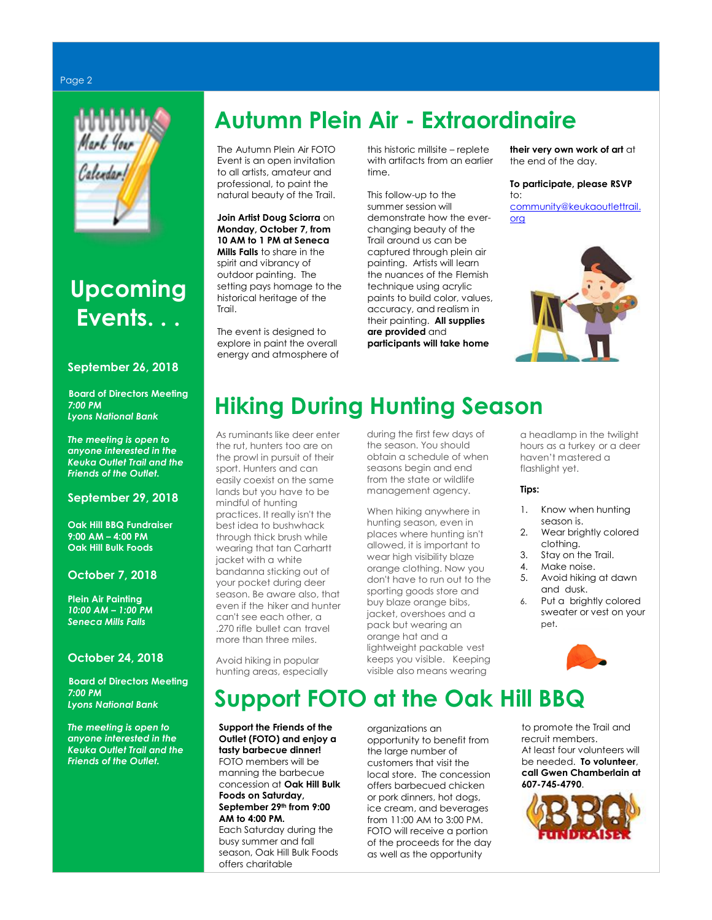## Upcoming Events. . .

**September 26, 2018**

**Board of Directors Meeting**
***7:00 PM***
***Lyons National Bank***

***The meeting is open to anyone interested in the Keuka Outlet Trail and the Friends of the Outlet.***

**September 29, 2018**

**Oak Hill BBQ Fundraiser**
**9:00 AM – 4:00 PM**
**Oak Hill Bulk Foods**

**October 7, 2018**

**Plein Air Painting**
***10:00 AM – 1:00 PM***
***Seneca Mills Falls***

**October 24, 2018**

**Board of Directors Meeting**
***7:00 PM***
***Lyons National Bank***

***The meeting is open to anyone interested in the Keuka Outlet Trail and the Friends of the Outlet.***

# Autumn Plein Air - Extraordinaire

The Autumn Plein Air FOTO Event is an open invitation to all artists, amateur and professional, to paint the natural beauty of the Trail.

**Join Artist Doug Sciorra** on **Monday, October 7, from 10 AM to 1 PM at Seneca Mills Falls** to share in the spirit and vibrancy of outdoor painting. The setting pays homage to the historical heritage of the Trail.

The event is designed to explore in paint the overall energy and atmosphere of this historic millsite – replete with artifacts from an earlier time.

This follow-up to the summer session will demonstrate how the ever-changing beauty of the Trail around us can be captured through plein air painting. Artists will learn the nuances of the Flemish technique using acrylic paints to build color, values, accuracy, and realism in their painting. **All supplies are provided** and **participants will take home their very own work of art** at the end of the day.

**To participate, please RSVP** to: community@keukaoutlettrail.org

# Hiking During Hunting Season

As ruminants like deer enter the rut, hunters too are on the prowl in pursuit of their sport. Hunters and can easily coexist on the same lands but you have to be mindful of hunting practices. It really isn't the best idea to bushwhack through thick brush while wearing that tan Carhartt jacket with a white bandanna sticking out of your pocket during deer season. Be aware also, that even if the hiker and hunter can't see each other, a .270 rifle bullet can travel more than three miles.

Avoid hiking in popular hunting areas, especially during the first few days of the season. You should obtain a schedule of when seasons begin and end from the state or wildlife management agency.

When hiking anywhere in hunting season, even in places where hunting isn't allowed, it is important to wear high visibility blaze orange clothing. Now you don't have to run out to the sporting goods store and buy blaze orange bibs, jacket, overshoes and a pack but wearing an orange hat and a lightweight packable vest keeps you visible. Keeping visible also means wearing a headlamp in the twilight hours as a turkey or a deer haven't mastered a flashlight yet.

**Tips:**

1. Know when hunting season is.
2. Wear brightly colored clothing.
3. Stay on the Trail.
4. Make noise.
5. Avoid hiking at dawn and dusk.
6. Put a brightly colored sweater or vest on your pet.

# Support FOTO at the Oak Hill BBQ

**Support the Friends of the Outlet (FOTO) and enjoy a tasty barbecue dinner!** FOTO members will be manning the barbecue concession at **Oak Hill Bulk Foods on Saturday, September 29th from 9:00 AM to 4:00 PM.**
Each Saturday during the busy summer and fall season, Oak Hill Bulk Foods offers charitable organizations an opportunity to benefit from the large number of customers that visit the local store. The concession offers barbecued chicken or pork dinners, hot dogs, ice cream, and beverages from 11:00 AM to 3:00 PM. FOTO will receive a portion of the proceeds for the day as well as the opportunity to promote the Trail and recruit members.
At least four volunteers will be needed. **To volunteer, call Gwen Chamberlain at 607-745-4790.**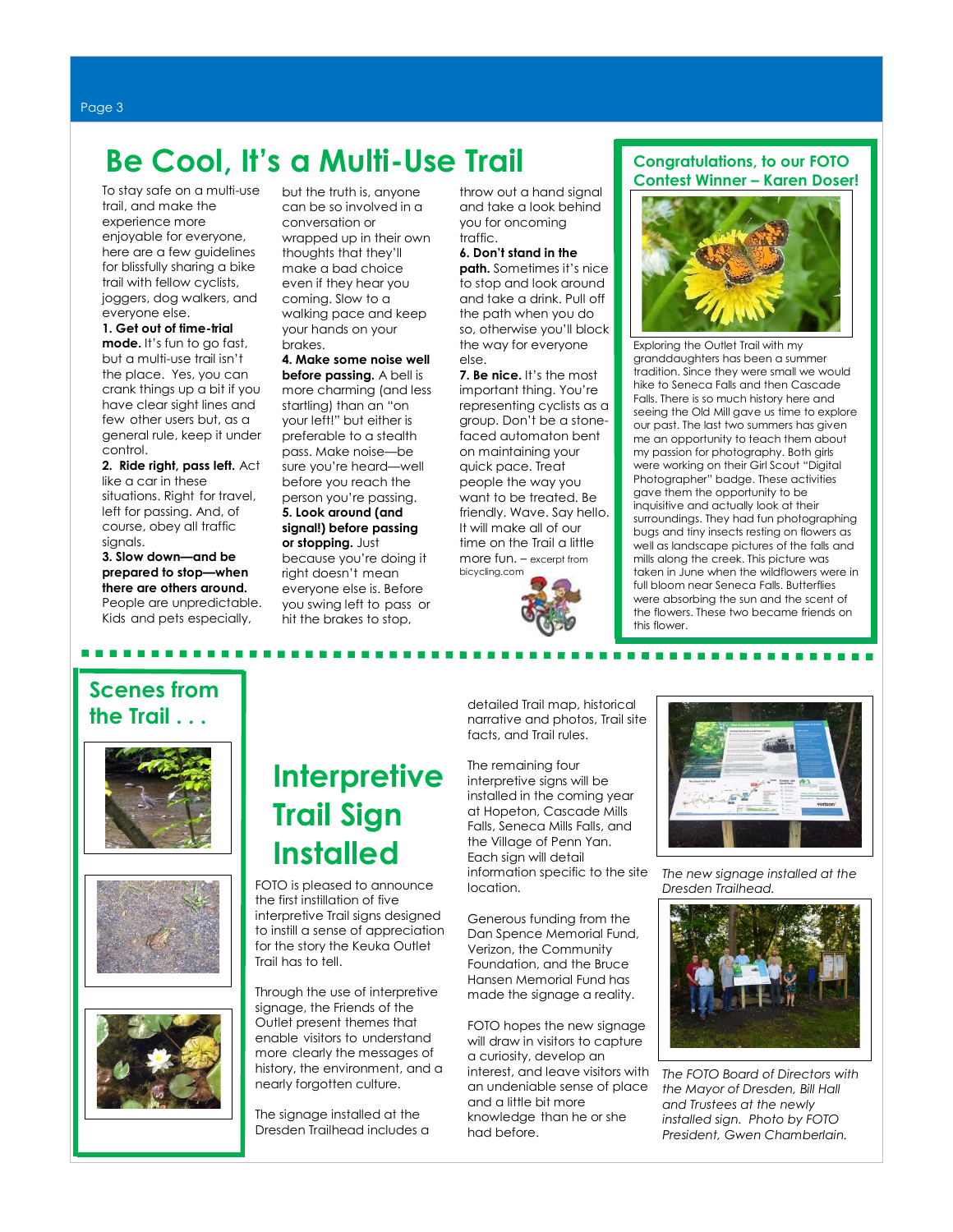# Be Cool, It's a Multi-Use Trail

To stay safe on a multi-use trail, and make the experience more enjoyable for everyone, here are a few guidelines for blissfully sharing a bike trail with fellow cyclists, joggers, dog walkers, and everyone else.

**1. Get out of time-trial mode.** It's fun to go fast, but a multi-use trail isn't the place. Yes, you can crank things up a bit if you have clear sight lines and few other users but, as a general rule, keep it under control.

**2. Ride right, pass left.** Act like a car in these situations. Right for travel, left for passing. And, of course, obey all traffic signals.

**3. Slow down—and be prepared to stop—when there are others around.** People are unpredictable. Kids and pets especially, but the truth is, anyone can be so involved in a conversation or wrapped up in their own thoughts that they'll make a bad choice even if they hear you coming. Slow to a walking pace and keep your hands on your brakes.

**4. Make some noise well before passing.** A bell is more charming (and less startling) than an "on your left!" but either is preferable to a stealth pass. Make noise—be sure you're heard—well before you reach the person you're passing.

**5. Look around (and signal!) before passing or stopping.** Just because you're doing it right doesn't mean everyone else is. Before you swing left to pass or hit the brakes to stop, throw out a hand signal and take a look behind you for oncoming traffic.

**6. Don't stand in the path.** Sometimes it's nice to stop and look around and take a drink. Pull off the path when you do so, otherwise you'll block the way for everyone else.

**7. Be nice.** It's the most important thing. You're representing cyclists as a group. Don't be a stone-faced automaton bent on maintaining your quick pace. Treat people the way you want to be treated. Be friendly. Wave. Say hello. It will make all of our time on the Trail a little more fun. – excerpt from bicycling.com

## Congratulations, to our FOTO Contest Winner – Karen Doser!

Exploring the Outlet Trail with my granddaughters has been a summer tradition. Since they were small we would hike to Seneca Falls and then Cascade Falls. There is so much history here and seeing the Old Mill gave us time to explore our past. The last two summers has given me an opportunity to teach them about my passion for photography. Both girls were working on their Girl Scout "Digital Photographer" badge. These activities gave them the opportunity to be inquisitive and actually look at their surroundings. They had fun photographing bugs and tiny insects resting on flowers as well as landscape pictures of the falls and mills along the creek. This picture was taken in June when the wildflowers were in full bloom near Seneca Falls. Butterflies were absorbing the sun and the scent of the flowers. These two became friends on this flower.

## Scenes from the Trail . . .

# Interpretive Trail Sign Installed

FOTO is pleased to announce the first instillation of five interpretive Trail signs designed to instill a sense of appreciation for the story the Keuka Outlet Trail has to tell.

Through the use of interpretive signage, the Friends of the Outlet present themes that enable visitors to understand more clearly the messages of history, the environment, and a nearly forgotten culture.

The signage installed at the Dresden Trailhead includes a detailed Trail map, historical narrative and photos, Trail site facts, and Trail rules.

The remaining four interpretive signs will be installed in the coming year at Hopeton, Cascade Mills Falls, Seneca Mills Falls, and the Village of Penn Yan. Each sign will detail information specific to the site location.

Generous funding from the Dan Spence Memorial Fund, Verizon, the Community Foundation, and the Bruce Hansen Memorial Fund has made the signage a reality.

FOTO hopes the new signage will draw in visitors to capture a curiosity, develop an interest, and leave visitors with an undeniable sense of place and a little bit more knowledge than he or she had before.

*The new signage installed at the Dresden Trailhead.*

*The FOTO Board of Directors with the Mayor of Dresden, Bill Hall and Trustees at the newly installed sign. Photo by FOTO President, Gwen Chamberlain.*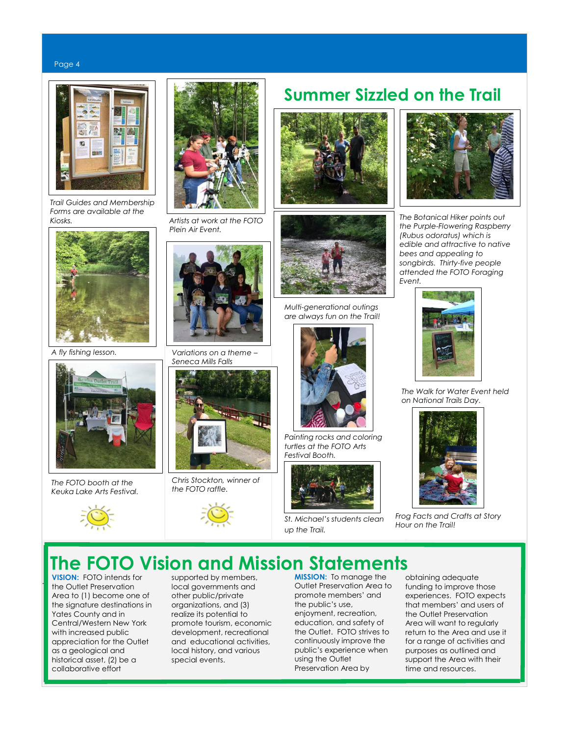## Summer Sizzled on the Trail

*Trail Guides and Membership Forms are available at the Kiosks.*

*A fly fishing lesson.*

*The FOTO booth at the Keuka Lake Arts Festival.*

*Artists at work at the FOTO Plein Air Event.*

*Variations on a theme – Seneca Mills Falls*

*Chris Stockton, winner of the FOTO raffle.*

*Multi-generational outings are always fun on the Trail!*

*Painting rocks and coloring turtles at the FOTO Arts Festival Booth.*

*St. Michael's students clean up the Trail.*

*The Botanical Hiker points out the Purple-Flowering Raspberry (Rubus odoratus) which is edible and attractive to native bees and appealing to songbirds. Thirty-five people attended the FOTO Foraging Event.*

*The Walk for Water Event held on National Trails Day.*

*Frog Facts and Crafts at Story Hour on the Trail!*

## The FOTO Vision and Mission Statements

**VISION:** FOTO intends for the Outlet Preservation Area to (1) become one of the signature destinations in Yates County and in Central/Western New York with increased public appreciation for the Outlet as a geological and historical asset, (2) be a collaborative effort supported by members, local governments and other public/private organizations, and (3) realize its potential to promote tourism, economic development, recreational and educational activities, local history, and various special events.

**MISSION:** To manage the Outlet Preservation Area to promote members' and the public's use, enjoyment, recreation, education, and safety of the Outlet. FOTO strives to continuously improve the public's experience when using the Outlet Preservation Area by obtaining adequate funding to improve those experiences. FOTO expects that members' and users of the Outlet Preservation Area will want to regularly return to the Area and use it for a range of activities and purposes as outlined and support the Area with their time and resources.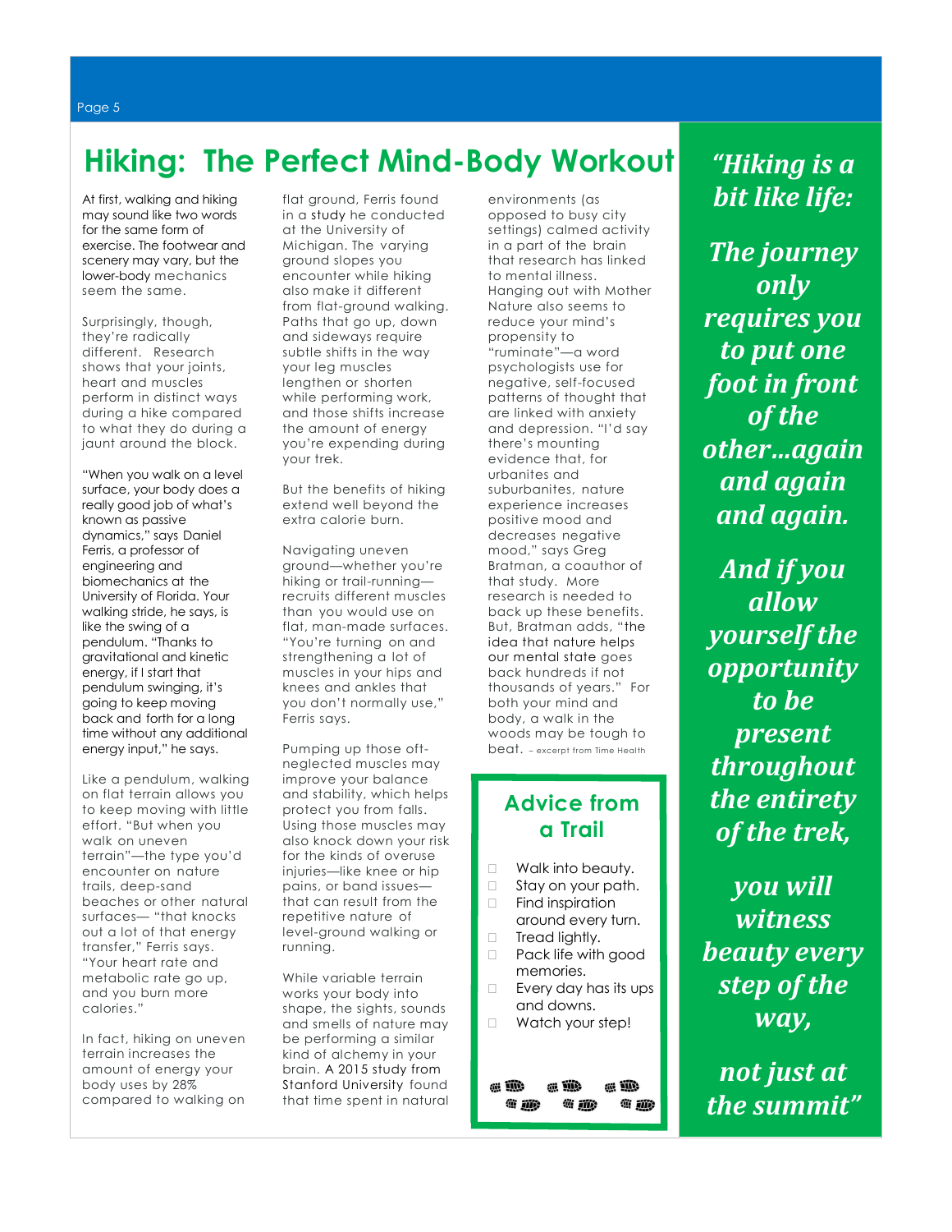# Hiking: The Perfect Mind-Body Workout

At first, walking and hiking may sound like two words for the same form of exercise. The footwear and scenery may vary, but the lower-body mechanics seem the same.

Surprisingly, though, they're radically different. Research shows that your joints, heart and muscles perform in distinct ways during a hike compared to what they do during a jaunt around the block.

"When you walk on a level surface, your body does a really good job of what's known as passive dynamics," says Daniel Ferris, a professor of engineering and biomechanics at the University of Florida. Your walking stride, he says, is like the swing of a pendulum. "Thanks to gravitational and kinetic energy, if I start that pendulum swinging, it's going to keep moving back and forth for a long time without any additional energy input," he says.

Like a pendulum, walking on flat terrain allows you to keep moving with little effort. "But when you walk on uneven terrain"—the type you'd encounter on nature trails, deep-sand beaches or other natural surfaces— "that knocks out a lot of that energy transfer," Ferris says. "Your heart rate and metabolic rate go up, and you burn more calories."

In fact, hiking on uneven terrain increases the amount of energy your body uses by 28% compared to walking on flat ground, Ferris found in a study he conducted at the University of Michigan. The varying ground slopes you encounter while hiking also make it different from flat-ground walking. Paths that go up, down and sideways require subtle shifts in the way your leg muscles lengthen or shorten while performing work, and those shifts increase the amount of energy you're expending during your trek.

But the benefits of hiking extend well beyond the extra calorie burn.

Navigating uneven ground—whether you're hiking or trail-running—recruits different muscles than you would use on flat, man-made surfaces. "You're turning on and strengthening a lot of muscles in your hips and knees and ankles that you don't normally use," Ferris says.

Pumping up those oft-neglected muscles may improve your balance and stability, which helps protect you from falls. Using those muscles may also knock down your risk for the kinds of overuse injuries—like knee or hip pains, or band issues—that can result from the repetitive nature of level-ground walking or running.

While variable terrain works your body into shape, the sights, sounds and smells of nature may be performing a similar kind of alchemy in your brain. A 2015 study from Stanford University found that time spent in natural environments (as opposed to busy city settings) calmed activity in a part of the brain that research has linked to mental illness. Hanging out with Mother Nature also seems to reduce your mind's propensity to "ruminate"—a word psychologists use for negative, self-focused patterns of thought that are linked with anxiety and depression. "I'd say there's mounting evidence that, for urbanites and suburbanites, nature experience increases positive mood and decreases negative mood," says Greg Bratman, a coauthor of that study. More research is needed to back up these benefits. But, Bratman adds, "the idea that nature helps our mental state goes back hundreds if not thousands of years." For both your mind and body, a walk in the woods may be tough to beat. – excerpt from Time Health

## Advice from a Trail

- Walk into beauty.
- Stay on your path.
- Find inspiration around every turn.
- Tread lightly.
- Pack life with good memories.
- Every day has its ups and downs.
- Watch your step!

*"Hiking is a bit like life: The journey only requires you to put one foot in front of the other…again and again and again. And if you allow yourself the opportunity to be present throughout the entirety of the trek, you will witness beauty every step of the way, not just at the summit"*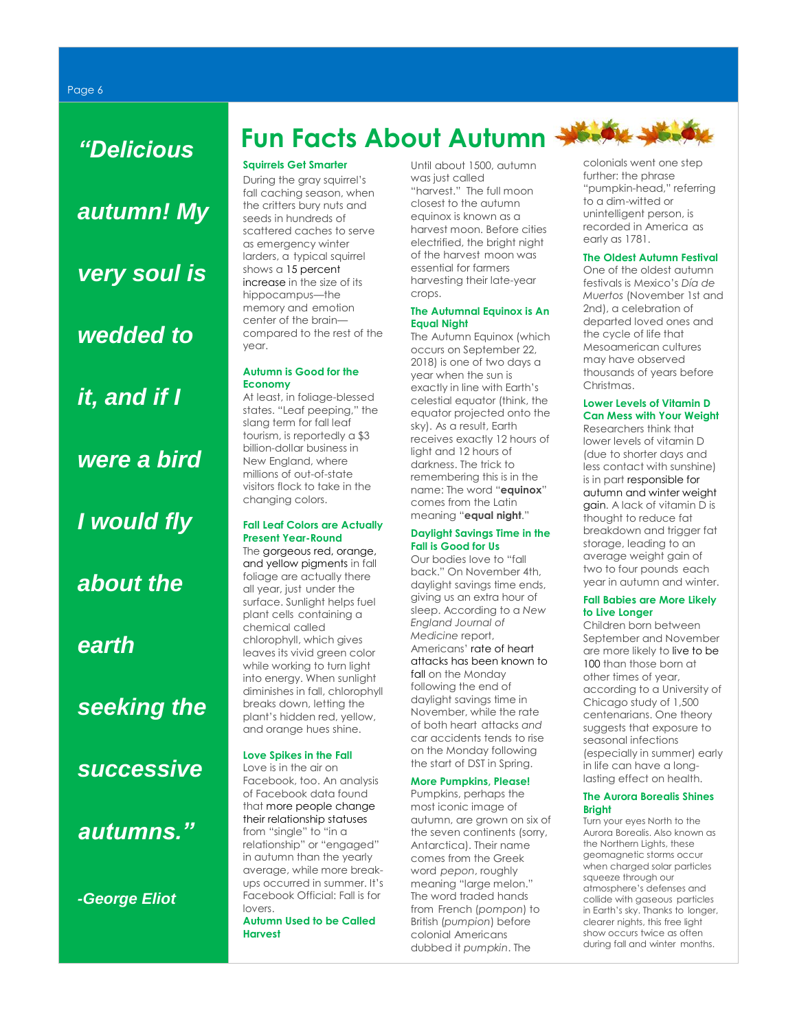*"Delicious autumn! My very soul is wedded to it, and if I were a bird I would fly about the earth seeking the successive autumns."*

*-George Eliot*

# Fun Facts About Autumn

### Squirrels Get Smarter

During the gray squirrel's fall caching season, when the critters bury nuts and seeds in hundreds of scattered caches to serve as emergency winter larders, a typical squirrel shows a 15 percent increase in the size of its hippocampus—the memory and emotion center of the brain—compared to the rest of the year.

### Autumn is Good for the Economy

At least, in foliage-blessed states. "Leaf peeping," the slang term for fall leaf tourism, is reportedly a $3 billion-dollar business in New England, where millions of out-of-state visitors flock to take in the changing colors.

### Fall Leaf Colors are Actually Present Year-Round

The gorgeous red, orange, and yellow pigments in fall foliage are actually there all year, just under the surface. Sunlight helps fuel plant cells containing a chemical called chlorophyll, which gives leaves its vivid green color while working to turn light into energy. When sunlight diminishes in fall, chlorophyll breaks down, letting the plant's hidden red, yellow, and orange hues shine.

### Love Spikes in the Fall

Love is in the air on Facebook, too. An analysis of Facebook data found that more people change their relationship statuses from "single" to "in a relationship" or "engaged" in autumn than the yearly average, while more break-ups occurred in summer. It's Facebook Official: Fall is for lovers.

### Autumn Used to be Called Harvest

Until about 1500, autumn was just called "harvest." The full moon closest to the autumn equinox is known as a harvest moon. Before cities electrified, the bright night of the harvest moon was essential for farmers harvesting their late-year crops.

### The Autumnal Equinox is An Equal Night

The Autumn Equinox (which occurs on September 22, 2018) is one of two days a year when the sun is exactly in line with Earth's celestial equator (think, the equator projected onto the sky). As a result, Earth receives exactly 12 hours of light and 12 hours of darkness. The trick to remembering this is in the name: The word "**equinox**" comes from the Latin meaning "**equal night**."

### Daylight Savings Time in the Fall is Good for Us

Our bodies love to "fall back." On November 4th, daylight savings time ends, giving us an extra hour of sleep. According to a *New England Journal of Medicine* report, Americans' rate of heart attacks has been known to fall on the Monday following the end of daylight savings time in November, while the rate of both heart attacks *and* car accidents tends to rise on the Monday following the start of DST in Spring.

### More Pumpkins, Please!

Pumpkins, perhaps the most iconic image of autumn, are grown on six of the seven continents (sorry, Antarctica). Their name comes from the Greek word *pepon*, roughly meaning "large melon." The word traded hands from French (*pompon*) to British (*pumpion*) before colonial Americans dubbed it *pumpkin*. The colonials went one step further: the phrase "pumpkin-head," referring to a dim-witted or unintelligent person, is recorded in America as early as 1781.

### The Oldest Autumn Festival

One of the oldest autumn festivals is Mexico's *Día de Muertos* (November 1st and 2nd), a celebration of departed loved ones and the cycle of life that Mesoamerican cultures may have observed thousands of years before Christmas.

### Lower Levels of Vitamin D Can Mess with Your Weight

Researchers think that lower levels of vitamin D (due to shorter days and less contact with sunshine) is in part responsible for autumn and winter weight gain. A lack of vitamin D is thought to reduce fat breakdown and trigger fat storage, leading to an average weight gain of two to four pounds each year in autumn and winter.

### Fall Babies are More Likely to Live Longer

Children born between September and November are more likely to live to be 100 than those born at other times of year, according to a University of Chicago study of 1,500 centenarians. One theory suggests that exposure to seasonal infections (especially in summer) early in life can have a long-lasting effect on health.

### The Aurora Borealis Shines Bright

Turn your eyes North to the Aurora Borealis. Also known as the Northern Lights, these geomagnetic storms occur when charged solar particles squeeze through our atmosphere's defenses and collide with gaseous particles in Earth's sky. Thanks to longer, clearer nights, this free light show occurs twice as often during fall and winter months.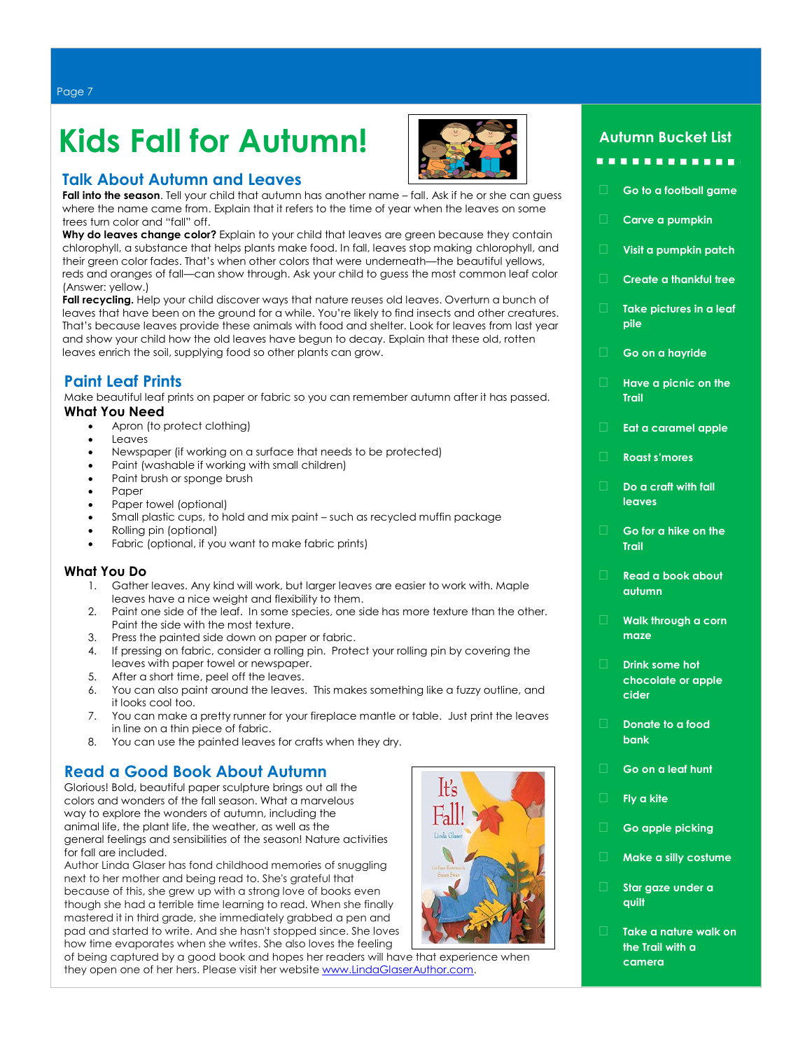# Kids Fall for Autumn!

## Talk About Autumn and Leaves

**Fall into the season**. Tell your child that autumn has another name – fall. Ask if he or she can guess where the name came from. Explain that it refers to the time of year when the leaves on some trees turn color and "fall" off.

**Why do leaves change color?** Explain to your child that leaves are green because they contain chlorophyll, a substance that helps plants make food. In fall, leaves stop making chlorophyll, and their green color fades. That's when other colors that were underneath—the beautiful yellows, reds and oranges of fall—can show through. Ask your child to guess the most common leaf color (Answer: yellow.)

**Fall recycling.** Help your child discover ways that nature reuses old leaves. Overturn a bunch of leaves that have been on the ground for a while. You're likely to find insects and other creatures. That's because leaves provide these animals with food and shelter. Look for leaves from last year and show your child how the old leaves have begun to decay. Explain that these old, rotten leaves enrich the soil, supplying food so other plants can grow.

## Paint Leaf Prints

Make beautiful leaf prints on paper or fabric so you can remember autumn after it has passed.

### What You Need

- Apron (to protect clothing)
- Leaves
- Newspaper (if working on a surface that needs to be protected)
- Paint (washable if working with small children)
- Paint brush or sponge brush
- Paper
- Paper towel (optional)
- Small plastic cups, to hold and mix paint – such as recycled muffin package
- Rolling pin (optional)
- Fabric (optional, if you want to make fabric prints)

### What You Do

1. Gather leaves. Any kind will work, but larger leaves are easier to work with. Maple leaves have a nice weight and flexibility to them.
2. Paint one side of the leaf. In some species, one side has more texture than the other. Paint the side with the most texture.
3. Press the painted side down on paper or fabric.
4. If pressing on fabric, consider a rolling pin. Protect your rolling pin by covering the leaves with paper towel or newspaper.
5. After a short time, peel off the leaves.
6. You can also paint around the leaves. This makes something like a fuzzy outline, and it looks cool too.
7. You can make a pretty runner for your fireplace mantle or table. Just print the leaves in line on a thin piece of fabric.
8. You can use the painted leaves for crafts when they dry.

## Read a Good Book About Autumn

Glorious! Bold, beautiful paper sculpture brings out all the colors and wonders of the fall season. What a marvelous way to explore the wonders of autumn, including the animal life, the plant life, the weather, as well as the general feelings and sensibilities of the season! Nature activities for fall are included.

Author Linda Glaser has fond childhood memories of snuggling next to her mother and being read to. She's grateful that because of this, she grew up with a strong love of books even though she had a terrible time learning to read. When she finally mastered it in third grade, she immediately grabbed a pen and pad and started to write. And she hasn't stopped since. She loves how time evaporates when she writes. She also loves the feeling of being captured by a good book and hopes her readers will have that experience when they open one of her hers. Please visit her website [www.LindaGlaserAuthor.com](http://www.LindaGlaserAuthor.com).

## Autumn Bucket List

- Go to a football game
- Carve a pumpkin
- Visit a pumpkin patch
- Create a thankful tree
- Take pictures in a leaf pile
- Go on a hayride
- Have a picnic on the Trail
- Eat a caramel apple
- Roast s'mores
- Do a craft with fall leaves
- Go for a hike on the Trail
- Read a book about autumn
- Walk through a corn maze
- Drink some hot chocolate or apple cider
- Donate to a food bank
- Go on a leaf hunt
- Fly a kite
- Go apple picking
- Make a silly costume
- Star gaze under a quilt
- Take a nature walk on the Trail with a camera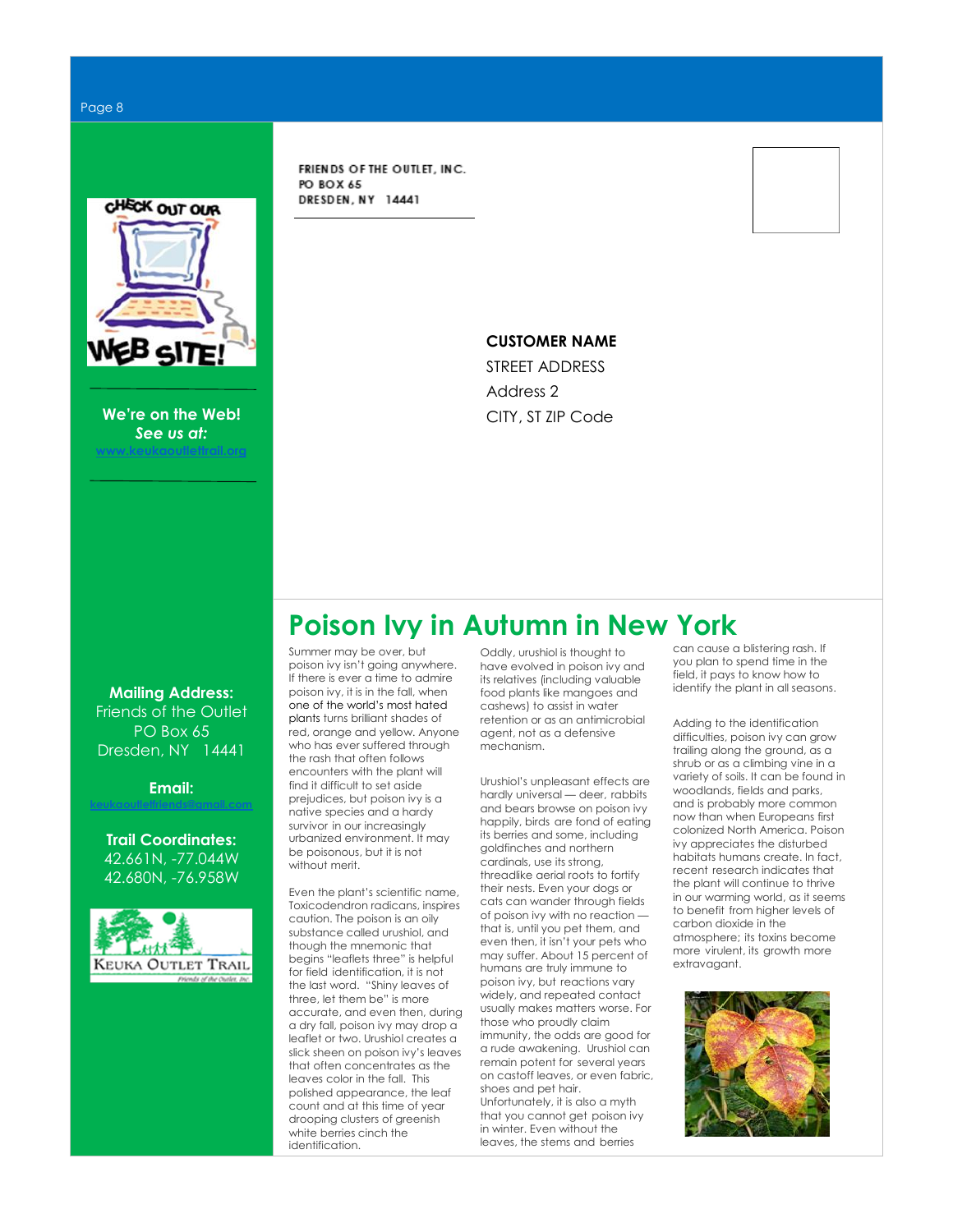FRIENDS OF THE OUTLET, INC.
PO BOX 65
DRESDEN, NY 14441

**CUSTOMER NAME**
STREET ADDRESS
Address 2
CITY, ST ZIP Code

**We're on the Web!**
***See us at:***
www.keukaoutlettrail.org

**Mailing Address:**
Friends of the Outlet
PO Box 65
Dresden, NY 14441

**Email:**
keukaoutletfriends@gmail.com

**Trail Coordinates:**
42.661N, -77.044W
42.680N, -76.958W

# Poison Ivy in Autumn in New York

Summer may be over, but poison ivy isn't going anywhere. If there is ever a time to admire poison ivy, it is in the fall, when one of the world's most hated plants turns brilliant shades of red, orange and yellow. Anyone who has ever suffered through the rash that often follows encounters with the plant will find it difficult to set aside prejudices, but poison ivy is a native species and a hardy survivor in our increasingly urbanized environment. It may be poisonous, but it is not without merit.

Even the plant's scientific name, Toxicodendron radicans, inspires caution. The poison is an oily substance called urushiol, and though the mnemonic that begins "leaflets three" is helpful for field identification, it is not the last word. "Shiny leaves of three, let them be" is more accurate, and even then, during a dry fall, poison ivy may drop a leaflet or two. Urushiol creates a slick sheen on poison ivy's leaves that often concentrates as the leaves color in the fall. This polished appearance, the leaf count and at this time of year drooping clusters of greenish white berries cinch the identification.

Oddly, urushiol is thought to have evolved in poison ivy and its relatives (including valuable food plants like mangoes and cashews) to assist in water retention or as an antimicrobial agent, not as a defensive mechanism.

Urushiol's unpleasant effects are hardly universal — deer, rabbits and bears browse on poison ivy happily, birds are fond of eating its berries and some, including goldfinches and northern cardinals, use its strong, threadlike aerial roots to fortify their nests. Even your dogs or cats can wander through fields of poison ivy with no reaction — that is, until you pet them, and even then, it isn't your pets who may suffer. About 15 percent of humans are truly immune to poison ivy, but reactions vary widely, and repeated contact usually makes matters worse. For those who proudly claim immunity, the odds are good for a rude awakening. Urushiol can remain potent for several years on castoff leaves, or even fabric, shoes and pet hair. Unfortunately, it is also a myth that you cannot get poison ivy in winter. Even without the leaves, the stems and berries can cause a blistering rash. If you plan to spend time in the field, it pays to know how to identify the plant in all seasons.

Adding to the identification difficulties, poison ivy can grow trailing along the ground, as a shrub or as a climbing vine in a variety of soils. It can be found in woodlands, fields and parks, and is probably more common now than when Europeans first colonized North America. Poison ivy appreciates the disturbed habitats humans create. In fact, recent research indicates that the plant will continue to thrive in our warming world, as it seems to benefit from higher levels of carbon dioxide in the atmosphere; its toxins become more virulent, its growth more extravagant.